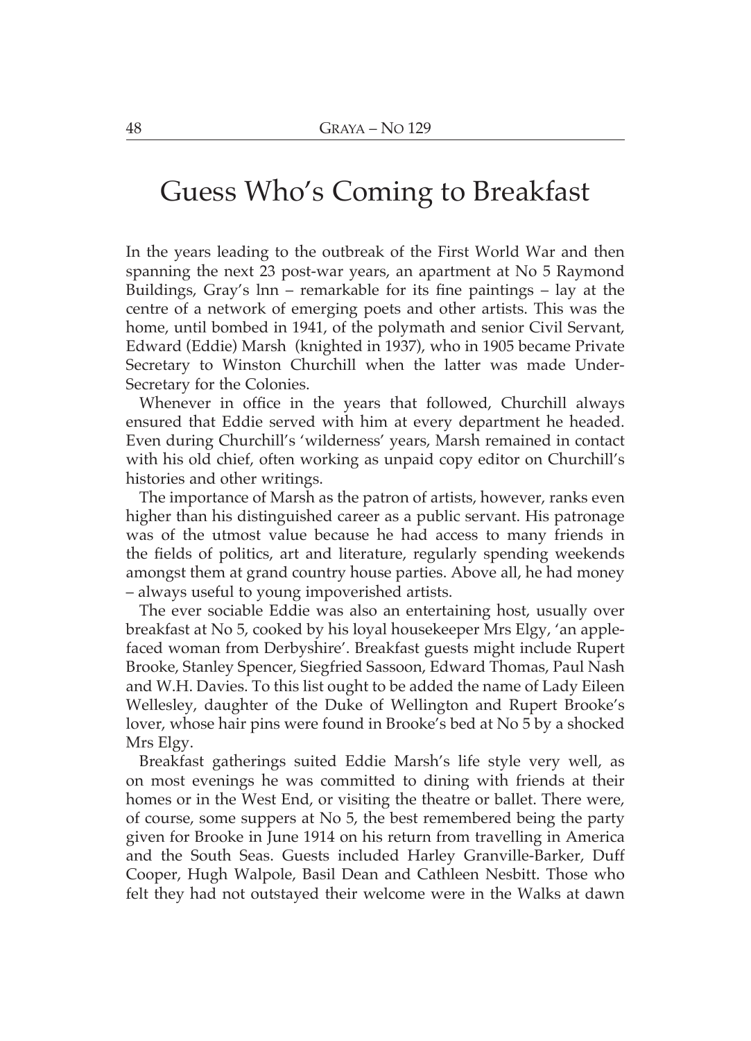# Guess Who's Coming to Breakfast

In the years leading to the outbreak of the First World War and then spanning the next 23 post-war years, an apartment at No 5 Raymond Buildings, Gray's lnn – remarkable for its fine paintings – lay at the centre of a network of emerging poets and other artists. This was the home, until bombed in 1941, of the polymath and senior Civil Servant, Edward (Eddie) Marsh (knighted in 1937), who in 1905 became Private Secretary to Winston Churchill when the latter was made Under-Secretary for the Colonies.

Whenever in office in the years that followed, Churchill always ensured that Eddie served with him at every department he headed. Even during Churchill's 'wilderness' years, Marsh remained in contact with his old chief, often working as unpaid copy editor on Churchill's histories and other writings.

The importance of Marsh as the patron of artists, however, ranks even higher than his distinguished career as a public servant. His patronage was of the utmost value because he had access to many friends in the fields of politics, art and literature, regularly spending weekends amongst them at grand country house parties. Above all, he had money – always useful to young impoverished artists.

The ever sociable Eddie was also an entertaining host, usually over breakfast at No 5, cooked by his loyal housekeeper Mrs Elgy, 'an apple-faced woman from Derbyshire'. Breakfast guests might include Rupert Brooke, Stanley Spencer, Siegfried Sassoon, Edward Thomas, Paul Nash and W.H. Davies. To this list ought to be added the name of Lady Eileen Wellesley, daughter of the Duke of Wellington and Rupert Brooke's lover, whose hair pins were found in Brooke's bed at No 5 by a shocked Mrs Elgy.

Breakfast gatherings suited Eddie Marsh's life style very well, as on most evenings he was committed to dining with friends at their homes or in the West End, or visiting the theatre or ballet. There were, of course, some suppers at No 5, the best remembered being the party given for Brooke in June 1914 on his return from travelling in America and the South Seas. Guests included Harley Granville-Barker, Duff Cooper, Hugh Walpole, Basil Dean and Cathleen Nesbitt. Those who felt they had not outstayed their welcome were in the Walks at dawn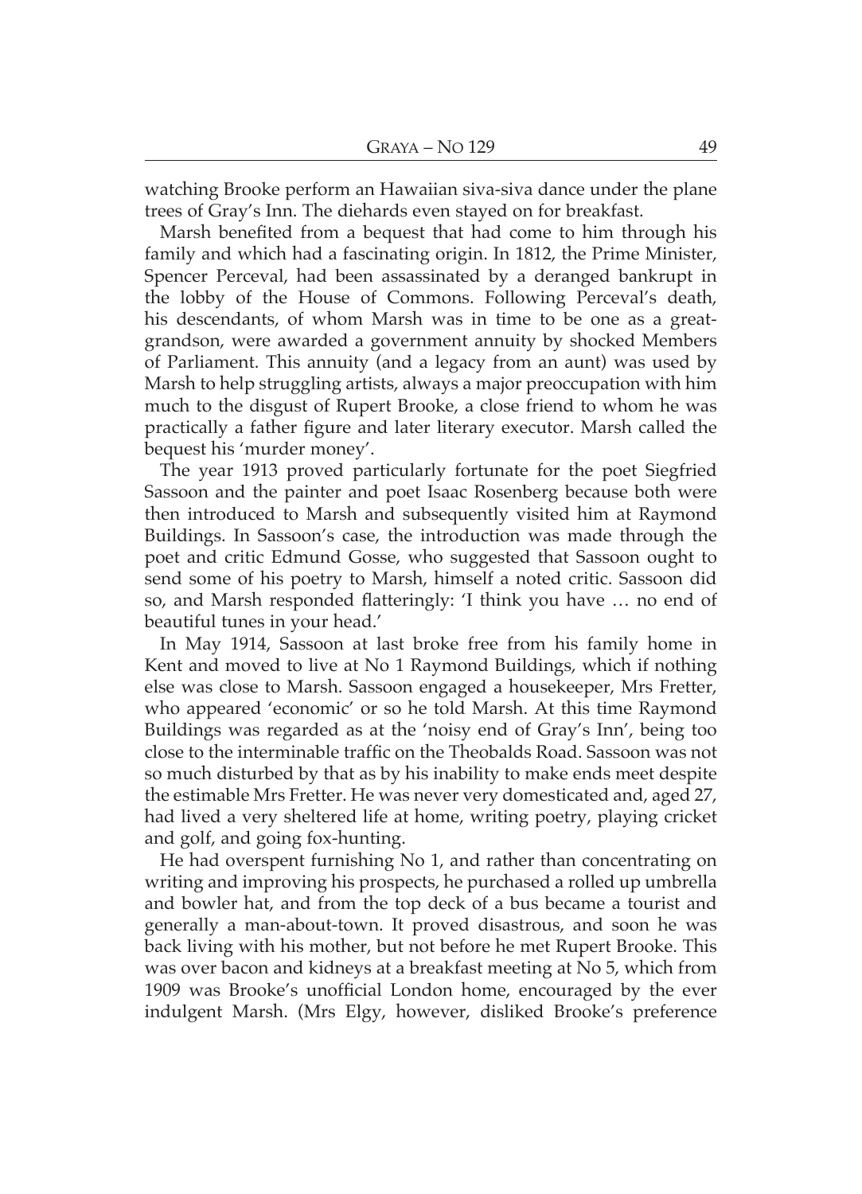watching Brooke perform an Hawaiian siva-siva dance under the plane trees of Gray's Inn. The diehards even stayed on for breakfast.

Marsh benefited from a bequest that had come to him through his family and which had a fascinating origin. In 1812, the Prime Minister, Spencer Perceval, had been assassinated by a deranged bankrupt in the lobby of the House of Commons. Following Perceval's death, his descendants, of whom Marsh was in time to be one as a great-grandson, were awarded a government annuity by shocked Members of Parliament. This annuity (and a legacy from an aunt) was used by Marsh to help struggling artists, always a major preoccupation with him much to the disgust of Rupert Brooke, a close friend to whom he was practically a father figure and later literary executor. Marsh called the bequest his 'murder money'.

The year 1913 proved particularly fortunate for the poet Siegfried Sassoon and the painter and poet Isaac Rosenberg because both were then introduced to Marsh and subsequently visited him at Raymond Buildings. In Sassoon's case, the introduction was made through the poet and critic Edmund Gosse, who suggested that Sassoon ought to send some of his poetry to Marsh, himself a noted critic. Sassoon did so, and Marsh responded flatteringly: 'I think you have … no end of beautiful tunes in your head.'

In May 1914, Sassoon at last broke free from his family home in Kent and moved to live at No 1 Raymond Buildings, which if nothing else was close to Marsh. Sassoon engaged a housekeeper, Mrs Fretter, who appeared 'economic' or so he told Marsh. At this time Raymond Buildings was regarded as at the 'noisy end of Gray's Inn', being too close to the interminable traffic on the Theobalds Road. Sassoon was not so much disturbed by that as by his inability to make ends meet despite the estimable Mrs Fretter. He was never very domesticated and, aged 27, had lived a very sheltered life at home, writing poetry, playing cricket and golf, and going fox-hunting.

He had overspent furnishing No 1, and rather than concentrating on writing and improving his prospects, he purchased a rolled up umbrella and bowler hat, and from the top deck of a bus became a tourist and generally a man-about-town. It proved disastrous, and soon he was back living with his mother, but not before he met Rupert Brooke. This was over bacon and kidneys at a breakfast meeting at No 5, which from 1909 was Brooke's unofficial London home, encouraged by the ever indulgent Marsh. (Mrs Elgy, however, disliked Brooke's preference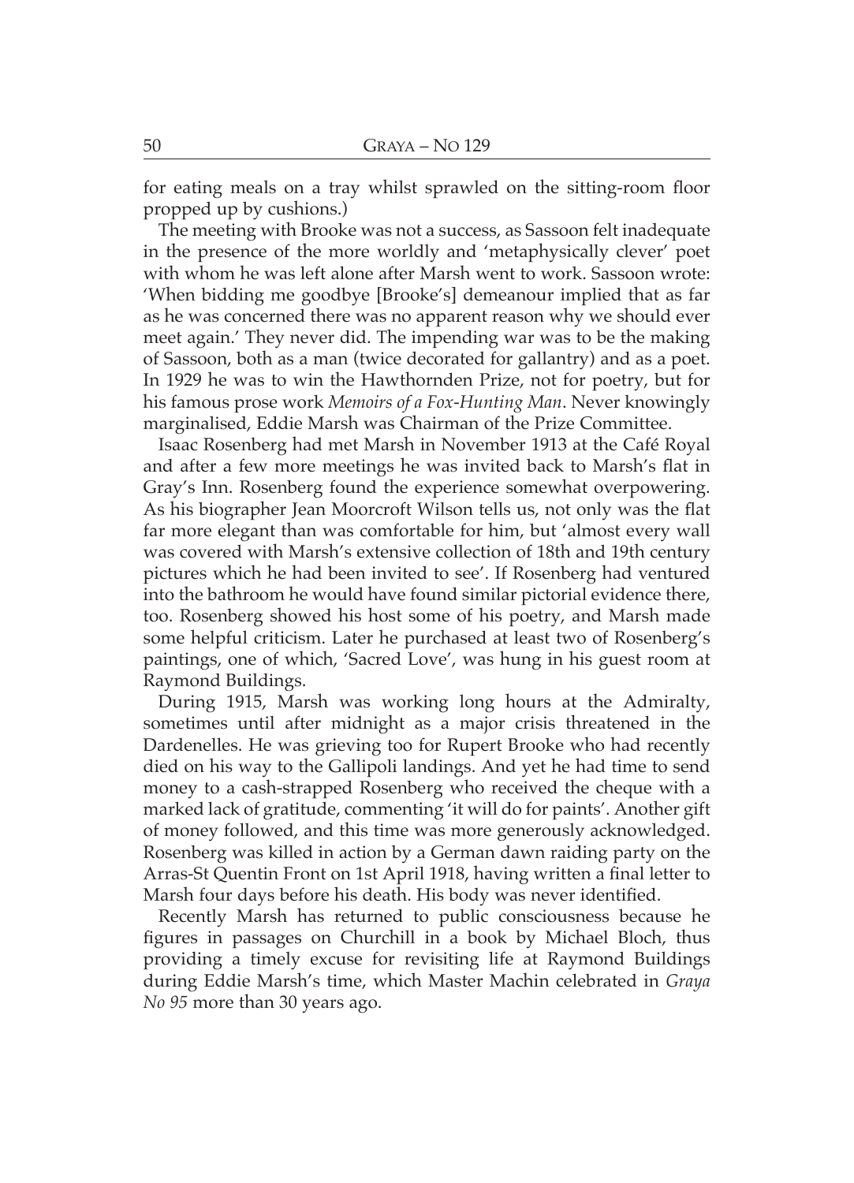for eating meals on a tray whilst sprawled on the sitting-room floor propped up by cushions.)

The meeting with Brooke was not a success, as Sassoon felt inadequate in the presence of the more worldly and 'metaphysically clever' poet with whom he was left alone after Marsh went to work. Sassoon wrote: 'When bidding me goodbye [Brooke's] demeanour implied that as far as he was concerned there was no apparent reason why we should ever meet again.' They never did. The impending war was to be the making of Sassoon, both as a man (twice decorated for gallantry) and as a poet. In 1929 he was to win the Hawthornden Prize, not for poetry, but for his famous prose work *Memoirs of a Fox-Hunting Man*. Never knowingly marginalised, Eddie Marsh was Chairman of the Prize Committee.

Isaac Rosenberg had met Marsh in November 1913 at the Café Royal and after a few more meetings he was invited back to Marsh's flat in Gray's Inn. Rosenberg found the experience somewhat overpowering. As his biographer Jean Moorcroft Wilson tells us, not only was the flat far more elegant than was comfortable for him, but 'almost every wall was covered with Marsh's extensive collection of 18th and 19th century pictures which he had been invited to see'. If Rosenberg had ventured into the bathroom he would have found similar pictorial evidence there, too. Rosenberg showed his host some of his poetry, and Marsh made some helpful criticism. Later he purchased at least two of Rosenberg's paintings, one of which, 'Sacred Love', was hung in his guest room at Raymond Buildings.

During 1915, Marsh was working long hours at the Admiralty, sometimes until after midnight as a major crisis threatened in the Dardenelles. He was grieving too for Rupert Brooke who had recently died on his way to the Gallipoli landings. And yet he had time to send money to a cash-strapped Rosenberg who received the cheque with a marked lack of gratitude, commenting 'it will do for paints'. Another gift of money followed, and this time was more generously acknowledged. Rosenberg was killed in action by a German dawn raiding party on the Arras-St Quentin Front on 1st April 1918, having written a final letter to Marsh four days before his death. His body was never identified.

Recently Marsh has returned to public consciousness because he figures in passages on Churchill in a book by Michael Bloch, thus providing a timely excuse for revisiting life at Raymond Buildings during Eddie Marsh's time, which Master Machin celebrated in *Graya No 95* more than 30 years ago.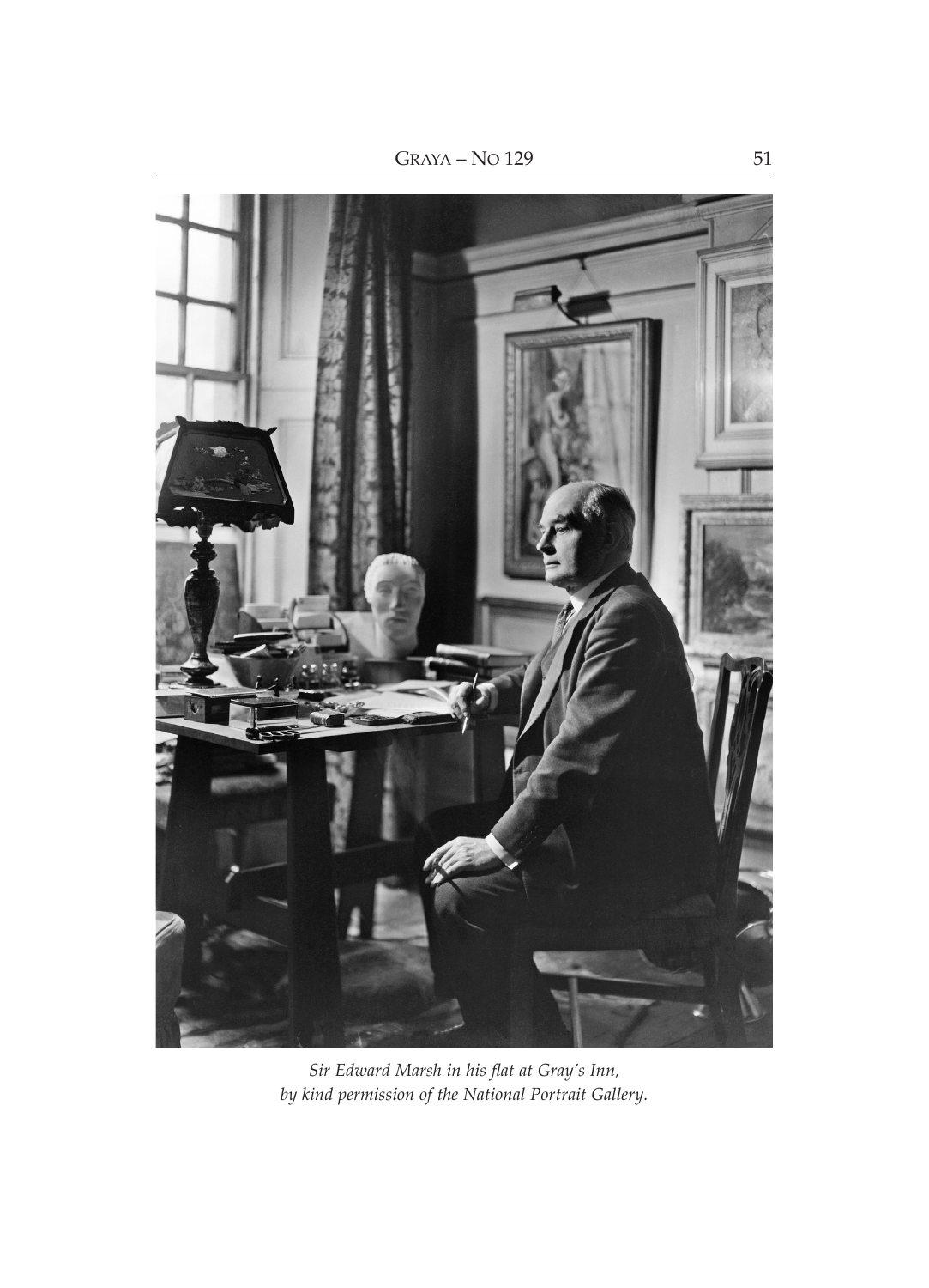*Sir Edward Marsh in his flat at Gray's Inn,*
*by kind permission of the National Portrait Gallery.*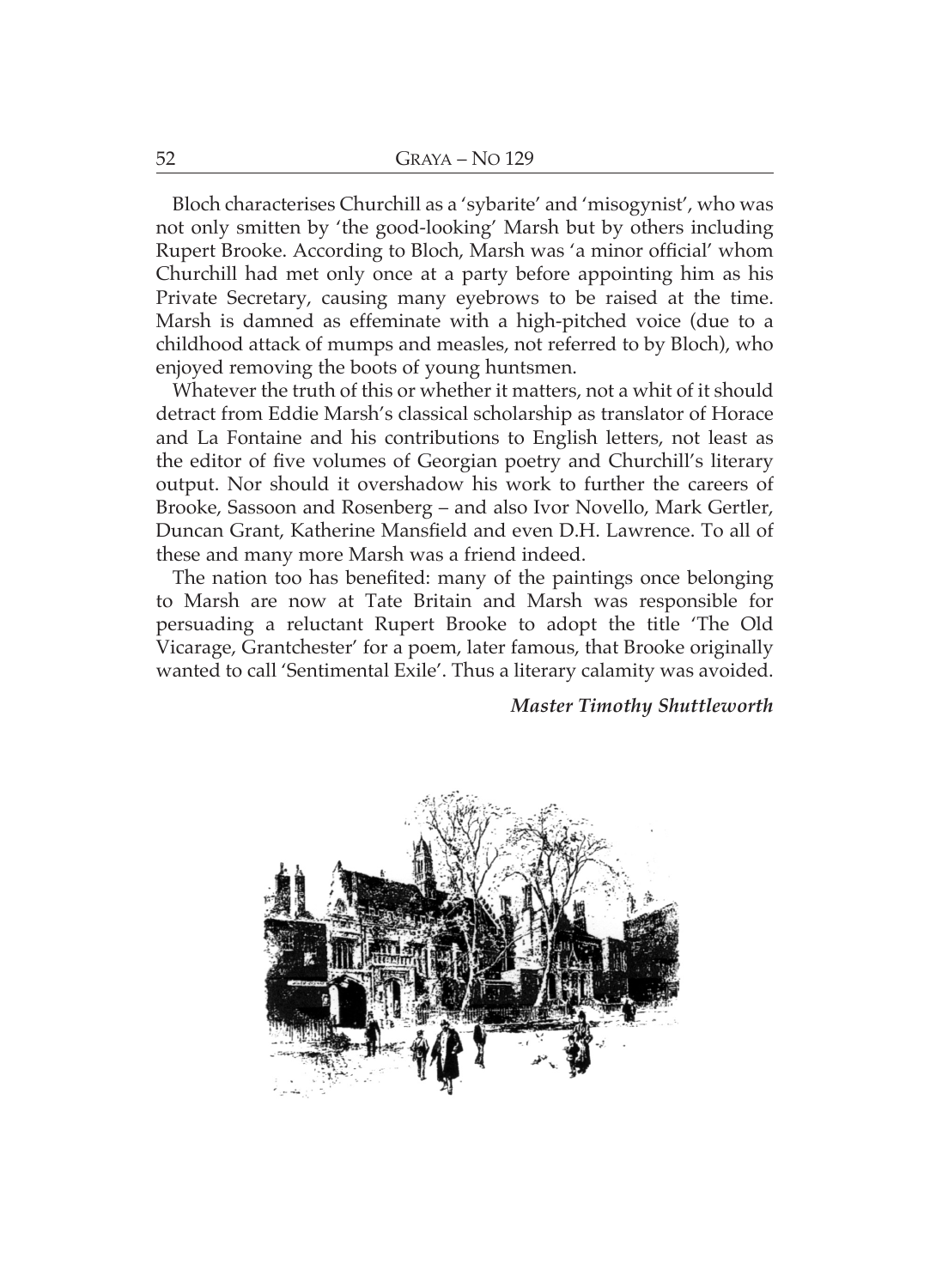Bloch characterises Churchill as a 'sybarite' and 'misogynist', who was not only smitten by 'the good-looking' Marsh but by others including Rupert Brooke. According to Bloch, Marsh was 'a minor official' whom Churchill had met only once at a party before appointing him as his Private Secretary, causing many eyebrows to be raised at the time. Marsh is damned as effeminate with a high-pitched voice (due to a childhood attack of mumps and measles, not referred to by Bloch), who enjoyed removing the boots of young huntsmen.

Whatever the truth of this or whether it matters, not a whit of it should detract from Eddie Marsh's classical scholarship as translator of Horace and La Fontaine and his contributions to English letters, not least as the editor of five volumes of Georgian poetry and Churchill's literary output. Nor should it overshadow his work to further the careers of Brooke, Sassoon and Rosenberg – and also Ivor Novello, Mark Gertler, Duncan Grant, Katherine Mansfield and even D.H. Lawrence. To all of these and many more Marsh was a friend indeed.

The nation too has benefited: many of the paintings once belonging to Marsh are now at Tate Britain and Marsh was responsible for persuading a reluctant Rupert Brooke to adopt the title 'The Old Vicarage, Grantchester' for a poem, later famous, that Brooke originally wanted to call 'Sentimental Exile'. Thus a literary calamity was avoided.

***Master Timothy Shuttleworth***